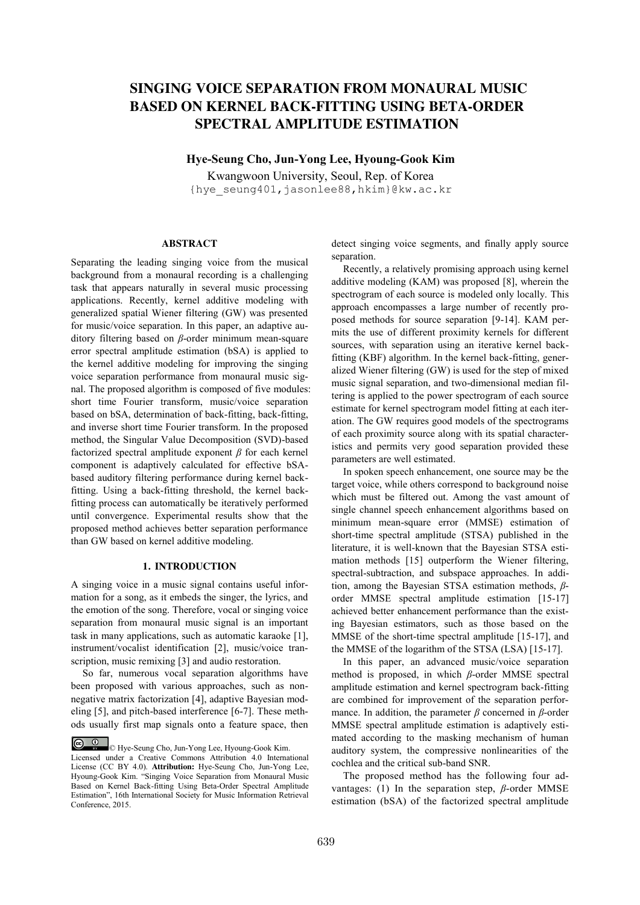# SINGING VOICE SEPARATION FROM MONAURAL MUSIC BASED ON KERNEL BACK-FITTING USING BETA-ORDER SPECTRAL AMPLITUDE ESTIMATION

**Hye-Seung Cho, Jun-Yong Lee, Hyoung-Gook Kim**

Kwangwoon University, Seoul, Rep. of Korea

{hye_seung401,jasonlee88,hkim}@kw.ac.kr

## ABSTRACT

Separating the leading singing voice from the musical background from a monaural recording is a challenging task that appears naturally in several music processing applications. Recently, kernel additive modeling with generalized spatial Wiener filtering (GW) was presented for music/voice separation. In this paper, an adaptive auditory filtering based on *β*-order minimum mean-square error spectral amplitude estimation (bSA) is applied to the kernel additive modeling for improving the singing voice separation performance from monaural music signal. The proposed algorithm is composed of five modules: short time Fourier transform, music/voice separation based on bSA, determination of back-fitting, back-fitting, and inverse short time Fourier transform. In the proposed method, the Singular Value Decomposition (SVD)-based factorized spectral amplitude exponent *β* for each kernel component is adaptively calculated for effective bSA-based auditory filtering performance during kernel back-fitting. Using a back-fitting threshold, the kernel back-fitting process can automatically be iteratively performed until convergence. Experimental results show that the proposed method achieves better separation performance than GW based on kernel additive modeling.

## 1. INTRODUCTION

A singing voice in a music signal contains useful information for a song, as it embeds the singer, the lyrics, and the emotion of the song. Therefore, vocal or singing voice separation from monaural music signal is an important task in many applications, such as automatic karaoke [1], instrument/vocalist identification [2], music/voice transcription, music remixing [3] and audio restoration.

So far, numerous vocal separation algorithms have been proposed with various approaches, such as non-negative matrix factorization [4], adaptive Bayesian modeling [5], and pitch-based interference [6-7]. These methods usually first map signals onto a feature space, then detect singing voice segments, and finally apply source separation.

Recently, a relatively promising approach using kernel additive modeling (KAM) was proposed [8], wherein the spectrogram of each source is modeled only locally. This approach encompasses a large number of recently proposed methods for source separation [9-14]. KAM permits the use of different proximity kernels for different sources, with separation using an iterative kernel back-fitting (KBF) algorithm. In the kernel back-fitting, generalized Wiener filtering (GW) is used for the step of mixed music signal separation, and two-dimensional median filtering is applied to the power spectrogram of each source estimate for kernel spectrogram model fitting at each iteration. The GW requires good models of the spectrograms of each proximity source along with its spatial characteristics and permits very good separation provided these parameters are well estimated.

In spoken speech enhancement, one source may be the target voice, while others correspond to background noise which must be filtered out. Among the vast amount of single channel speech enhancement algorithms based on minimum mean-square error (MMSE) estimation of short-time spectral amplitude (STSA) published in the literature, it is well-known that the Bayesian STSA estimation methods [15] outperform the Wiener filtering, spectral-subtraction, and subspace approaches. In addition, among the Bayesian STSA estimation methods, *β*-order MMSE spectral amplitude estimation [15-17] achieved better enhancement performance than the existing Bayesian estimators, such as those based on the MMSE of the short-time spectral amplitude [15-17], and the MMSE of the logarithm of the STSA (LSA) [15-17].

In this paper, an advanced music/voice separation method is proposed, in which *β*-order MMSE spectral amplitude estimation and kernel spectrogram back-fitting are combined for improvement of the separation performance. In addition, the parameter *β* concerned in *β*-order MMSE spectral amplitude estimation is adaptively estimated according to the masking mechanism of human auditory system, the compressive nonlinearities of the cochlea and the critical sub-band SNR.

The proposed method has the following four advantages: (1) In the separation step, *β*-order MMSE estimation (bSA) of the factorized spectral amplitude

© Hye-Seung Cho, Jun-Yong Lee, Hyoung-Gook Kim. Licensed under a Creative Commons Attribution 4.0 International License (CC BY 4.0). **Attribution:** Hye-Seung Cho, Jun-Yong Lee, Hyoung-Gook Kim. "Singing Voice Separation from Monaural Music Based on Kernel Back-fitting Using Beta-Order Spectral Amplitude Estimation", 16th International Society for Music Information Retrieval Conference, 2015.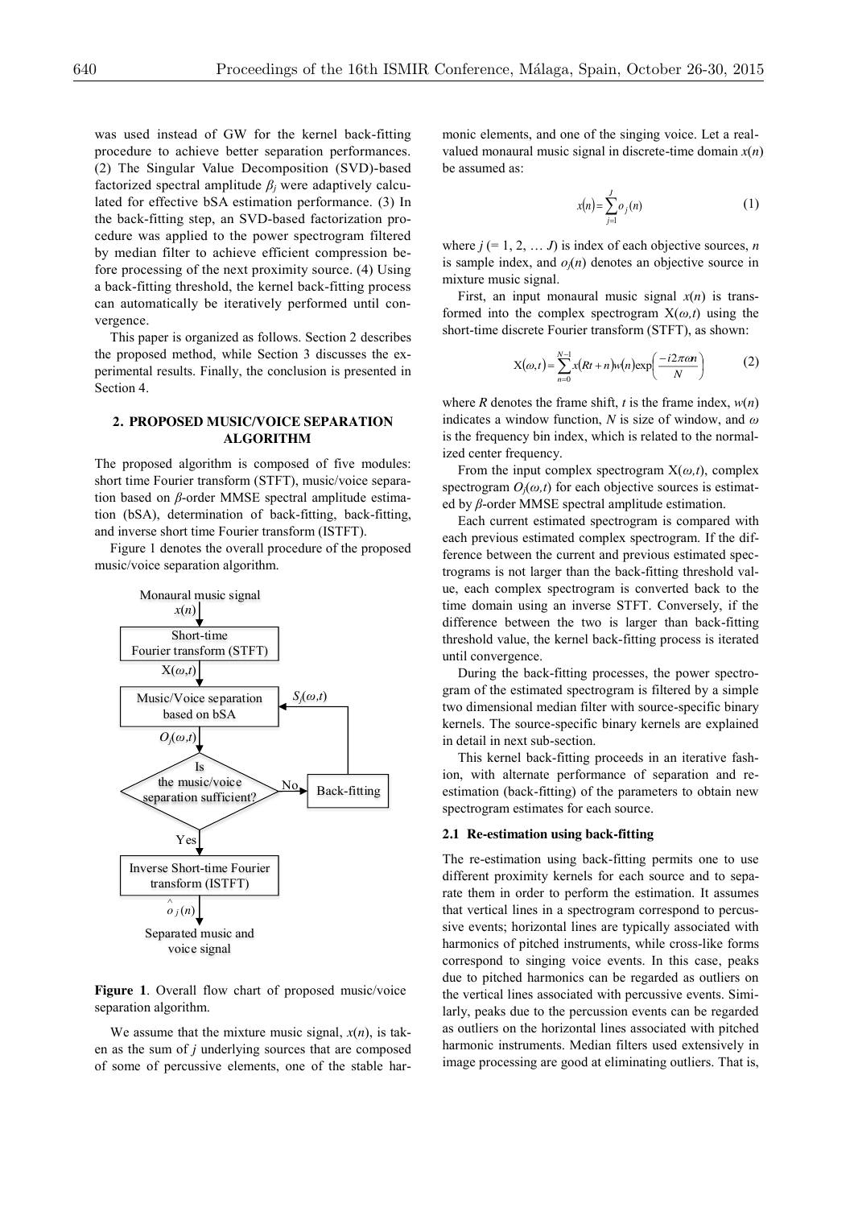was used instead of GW for the kernel back-fitting procedure to achieve better separation performances. (2) The Singular Value Decomposition (SVD)-based factorized spectral amplitude $\beta_j$ were adaptively calculated for effective bSA estimation performance. (3) In the back-fitting step, an SVD-based factorization procedure was applied to the power spectrogram filtered by median filter to achieve efficient compression before processing of the next proximity source. (4) Using a back-fitting threshold, the kernel back-fitting process can automatically be iteratively performed until convergence.

This paper is organized as follows. Section 2 describes the proposed method, while Section 3 discusses the experimental results. Finally, the conclusion is presented in Section 4.

## 2. PROPOSED MUSIC/VOICE SEPARATION ALGORITHM

The proposed algorithm is composed of five modules: short time Fourier transform (STFT), music/voice separation based on $\beta$-order MMSE spectral amplitude estimation (bSA), determination of back-fitting, back-fitting, and inverse short time Fourier transform (ISTFT).

Figure 1 denotes the overall procedure of the proposed music/voice separation algorithm.

**Figure 1**. Overall flow chart of proposed music/voice separation algorithm.

We assume that the mixture music signal, $x(n)$, is taken as the sum of $j$ underlying sources that are composed of some of percussive elements, one of the stable harmonic elements, and one of the singing voice. Let a real-valued monaural music signal in discrete-time domain $x(n)$ be assumed as:

$$x(n) = \sum_{j=1}^{J} o_j(n) \tag{1}$$

where $j$ (= 1, 2, … $J$) is index of each objective sources, $n$ is sample index, and $o_j(n)$ denotes an objective source in mixture music signal.

First, an input monaural music signal $x(n)$ is transformed into the complex spectrogram $X(\omega,t)$ using the short-time discrete Fourier transform (STFT), as shown:

$$X(\omega,t) = \sum_{n=0}^{N-1} x(Rt+n)w(n)\exp\left(\frac{-i2\pi\omega n}{N}\right) \tag{2}$$

where $R$ denotes the frame shift, $t$ is the frame index, $w(n)$ indicates a window function, $N$ is size of window, and $\omega$ is the frequency bin index, which is related to the normalized center frequency.

From the input complex spectrogram $X(\omega,t)$, complex spectrogram $O_j(\omega,t)$ for each objective sources is estimated by $\beta$-order MMSE spectral amplitude estimation.

Each current estimated spectrogram is compared with each previous estimated complex spectrogram. If the difference between the current and previous estimated spectrograms is not larger than the back-fitting threshold value, each complex spectrogram is converted back to the time domain using an inverse STFT. Conversely, if the difference between the two is larger than back-fitting threshold value, the kernel back-fitting process is iterated until convergence.

During the back-fitting processes, the power spectrogram of the estimated spectrogram is filtered by a simple two dimensional median filter with source-specific binary kernels. The source-specific binary kernels are explained in detail in next sub-section.

This kernel back-fitting proceeds in an iterative fashion, with alternate performance of separation and re-estimation (back-fitting) of the parameters to obtain new spectrogram estimates for each source.

### 2.1 Re-estimation using back-fitting

The re-estimation using back-fitting permits one to use different proximity kernels for each source and to separate them in order to perform the estimation. It assumes that vertical lines in a spectrogram correspond to percussive events; horizontal lines are typically associated with harmonics of pitched instruments, while cross-like forms correspond to singing voice events. In this case, peaks due to pitched harmonics can be regarded as outliers on the vertical lines associated with percussive events. Similarly, peaks due to the percussion events can be regarded as outliers on the horizontal lines associated with pitched harmonic instruments. Median filters used extensively in image processing are good at eliminating outliers. That is,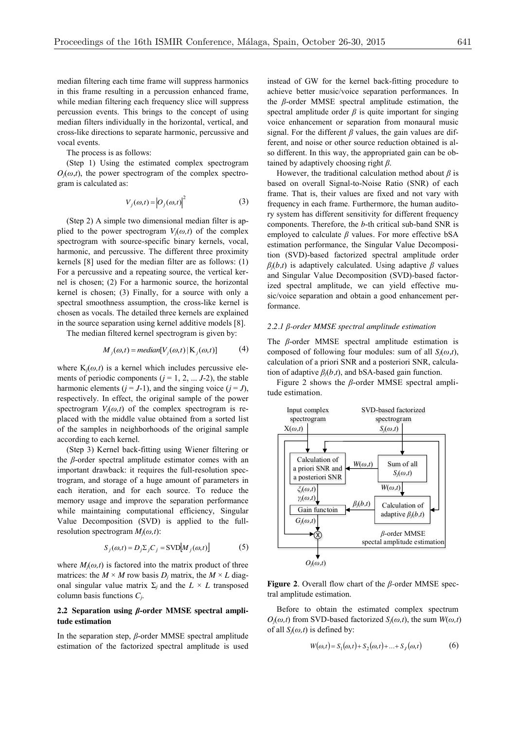median filtering each time frame will suppress harmonics in this frame resulting in a percussion enhanced frame, while median filtering each frequency slice will suppress percussion events. This brings to the concept of using median filters individually in the horizontal, vertical, and cross-like directions to separate harmonic, percussive and vocal events.

The process is as follows:

(Step 1) Using the estimated complex spectrogram $O_j(\omega,t)$, the power spectrogram of the complex spectrogram is calculated as:

$$V_j(\omega,t) = |O_j(\omega,t)|^2 \tag{3}$$

(Step 2) A simple two dimensional median filter is applied to the power spectrogram $V_j(\omega,t)$ of the complex spectrogram with source-specific binary kernels, vocal, harmonic, and percussive. The different three proximity kernels [8] used for the median filter are as follows: (1) For a percussive and a repeating source, the vertical kernel is chosen; (2) For a harmonic source, the horizontal kernel is chosen; (3) Finally, for a source with only a spectral smoothness assumption, the cross-like kernel is chosen as vocals. The detailed three kernels are explained in the source separation using kernel additive models [8].

The median filtered kernel spectrogram is given by:

$$M_j(\omega,t) = median[V_j(\omega,t) \,|\, \mathrm{K}_j(\omega,t)] \tag{4}$$

where $\mathrm{K}_j(\omega,t)$ is a kernel which includes percussive elements of periodic components ($j = 1, 2, \ldots J$-2), the stable harmonic elements ($j = J$-1), and the singing voice ($j = J$), respectively. In effect, the original sample of the power spectrogram $V_j(\omega,t)$ of the complex spectrogram is replaced with the middle value obtained from a sorted list of the samples in neighborhoods of the original sample according to each kernel.

(Step 3) Kernel back-fitting using Wiener filtering or the $\beta$-order spectral amplitude estimator comes with an important drawback: it requires the full-resolution spectrogram, and storage of a huge amount of parameters in each iteration, and for each source. To reduce the memory usage and improve the separation performance while maintaining computational efficiency, Singular Value Decomposition (SVD) is applied to the full-resolution spectrogram $M_j(\omega,t)$:

$$S_j(\omega,t) = D_j \Sigma_j C_j = \mathrm{SVD}[M_j(\omega,t)] \tag{5}$$

where $M_j(\omega,t)$ is factored into the matrix product of three matrices: the $M \times M$ row basis $D_j$ matrix, the $M \times L$ diagonal singular value matrix $\Sigma_j$ and the $L \times L$ transposed column basis functions $C_j$.

### 2.2 Separation using $\beta$-order MMSE spectral amplitude estimation

In the separation step, $\beta$-order MMSE spectral amplitude estimation of the factorized spectral amplitude is used instead of GW for the kernel back-fitting procedure to achieve better music/voice separation performances. In the $\beta$-order MMSE spectral amplitude estimation, the spectral amplitude order $\beta$ is quite important for singing voice enhancement or separation from monaural music signal. For the different $\beta$ values, the gain values are different, and noise or other source reduction obtained is also different. In this way, the appropriated gain can be obtained by adaptively choosing right $\beta$.

However, the traditional calculation method about $\beta$ is based on overall Signal-to-Noise Ratio (SNR) of each frame. That is, their values are fixed and not vary with frequency in each frame. Furthermore, the human auditory system has different sensitivity for different frequency components. Therefore, the $b$-th critical sub-band SNR is employed to calculate $\beta$ values. For more effective bSA estimation performance, the Singular Value Decomposition (SVD)-based factorized spectral amplitude order $\beta_j(b,t)$ is adaptively calculated. Using adaptive $\beta$ values and Singular Value Decomposition (SVD)-based factorized spectral amplitude, we can yield effective music/voice separation and obtain a good enhancement performance.

#### 2.2.1 $\beta$-order MMSE spectral amplitude estimation

The $\beta$-order MMSE spectral amplitude estimation is composed of following four modules: sum of all $S_j(\omega,t)$, calculation of a priori SNR and a posteriori SNR, calculation of adaptive $\beta_j(b,t)$, and bSA-based gain function.

Figure 2 shows the $\beta$-order MMSE spectral amplitude estimation.

**Figure 2**. Overall flow chart of the $\beta$-order MMSE spectral amplitude estimation.

Before to obtain the estimated complex spectrum $O_j(\omega,t)$ from SVD-based factorized $S_j(\omega,t)$, the sum $W(\omega,t)$ of all $S_j(\omega,t)$ is defined by:

$$W(\omega,t) = S_1(\omega,t) + S_2(\omega,t) + \ldots + S_J(\omega,t) \tag{6}$$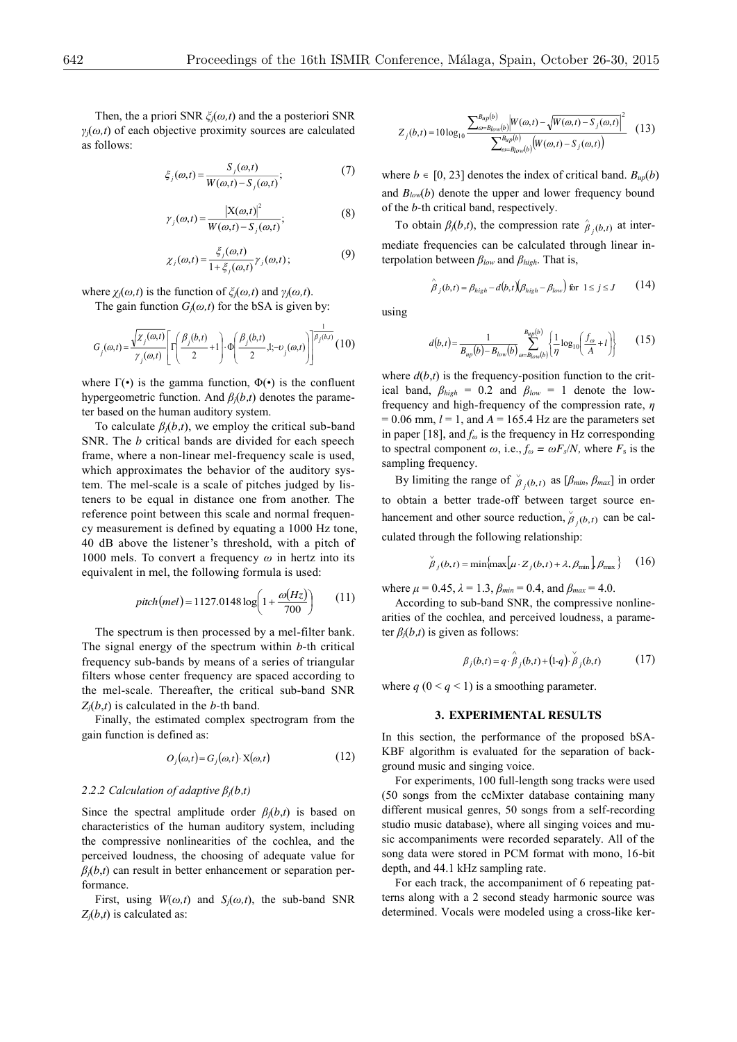Then, the a priori SNR $\xi_j(\omega,t)$ and the a posteriori SNR $\gamma_j(\omega,t)$ of each objective proximity sources are calculated as follows:

$$\xi_j(\omega,t) = \frac{S_j(\omega,t)}{W(\omega,t) - S_j(\omega,t)}; \tag{7}$$

$$\gamma_j(\omega,t) = \frac{|X(\omega,t)|^2}{W(\omega,t) - S_j(\omega,t)}; \tag{8}$$

$$\chi_j(\omega,t) = \frac{\xi_j(\omega,t)}{1+\xi_j(\omega,t)}\gamma_j(\omega,t); \tag{9}$$

where $\chi_j(\omega,t)$ is the function of $\xi_j(\omega,t)$ and $\gamma_j(\omega,t)$.

The gain function $G_j(\omega,t)$ for the bSA is given by:

$$G_j(\omega,t) = \frac{\sqrt{\chi_j(\omega,t)}}{\gamma_j(\omega,t)}\left[\Gamma\left(\frac{\beta_j(b,t)}{2}+1\right)\cdot\Phi\left(\frac{\beta_j(b,t)}{2},1;-\upsilon_j(\omega,t)\right)\right]^{\frac{1}{\beta_j(b,t)}} \tag{10}$$

where $\Gamma(\bullet)$ is the gamma function, $\Phi(\bullet)$ is the confluent hypergeometric function. And $\beta_j(b,t)$ denotes the parameter based on the human auditory system.

To calculate $\beta_j(b,t)$, we employ the critical sub-band SNR. The $b$ critical bands are divided for each speech frame, where a non-linear mel-frequency scale is used, which approximates the behavior of the auditory system. The mel-scale is a scale of pitches judged by listeners to be equal in distance one from another. The reference point between this scale and normal frequency measurement is defined by equating a 1000 Hz tone, 40 dB above the listener's threshold, with a pitch of 1000 mels. To convert a frequency $\omega$ in hertz into its equivalent in mel, the following formula is used:

$$pitch(mel) = 1127.0148\log\left(1+\frac{\omega(Hz)}{700}\right) \tag{11}$$

The spectrum is then processed by a mel-filter bank. The signal energy of the spectrum within $b$-th critical frequency sub-bands by means of a series of triangular filters whose center frequency are spaced according to the mel-scale. Thereafter, the critical sub-band SNR $Z_j(b,t)$ is calculated in the $b$-th band.

Finally, the estimated complex spectrogram from the gain function is defined as:

$$O_j(\omega,t) = G_j(\omega,t)\cdot X(\omega,t) \tag{12}$$

### 2.2.2 Calculation of adaptive $\beta_j(b,t)$

Since the spectral amplitude order $\beta_j(b,t)$ is based on characteristics of the human auditory system, including the compressive nonlinearities of the cochlea, and the perceived loudness, the choosing of adequate value for $\beta_j(b,t)$ can result in better enhancement or separation performance.

First, using $W(\omega,t)$ and $S_j(\omega,t)$, the sub-band SNR $Z_j(b,t)$ is calculated as:

$$Z_j(b,t) = 10\log_{10}\frac{\sum_{\omega=B_{low}(b)}^{B_{up}(b)}\left|W(\omega,t)-\sqrt{W(\omega,t)-S_j(\omega,t)}\right|^2}{\sum_{\omega=B_{low}(b)}^{B_{up}(b)}\left(W(\omega,t)-S_j(\omega,t)\right)} \tag{13}$$

where $b \in [0, 23]$ denotes the index of critical band. $B_{up}(b)$ and $B_{low}(b)$ denote the upper and lower frequency bound of the $b$-th critical band, respectively.

To obtain $\beta_j(b,t)$, the compression rate $\hat{\beta}_j(b,t)$ at intermediate frequencies can be calculated through linear interpolation between $\beta_{low}$ and $\beta_{high}$. That is,

$$\hat{\beta}_j(b,t) = \beta_{high} - d(b,t)(\beta_{high}-\beta_{low}) \text{ for } 1 \le j \le J \tag{14}$$

using

$$d(b,t) = \frac{1}{B_{up}(b)-B_{low}(b)}\sum_{\omega=B_{low}(b)}^{B_{up}(b)}\left\{\frac{1}{\eta}\log_{10}\left(\frac{f_\omega}{A}+l\right)\right\} \tag{15}$$

where $d(b,t)$ is the frequency-position function to the critical band, $\beta_{high}$ = 0.2 and $\beta_{low}$ = 1 denote the low-frequency and high-frequency of the compression rate, $\eta$ = 0.06 mm, $l$ = 1, and $A$ = 165.4 Hz are the parameters set in paper [18], and $f_\omega$ is the frequency in Hz corresponding to spectral component $\omega$, i.e., $f_\omega = \omega F_s/N$, where $F_s$ is the sampling frequency.

By limiting the range of $\check{\beta}_j(b,t)$ as $[\beta_{min}, \beta_{max}]$ in order to obtain a better trade-off between target source enhancement and other source reduction, $\check{\beta}_j(b,t)$ can be calculated through the following relationship:

$$\check{\beta}_j(b,t) = \min\{\max[\mu\cdot Z_j(b,t)+\lambda, \beta_{\min}], \beta_{\max}\} \tag{16}$$

where $\mu$ = 0.45, $\lambda$ = 1.3, $\beta_{min}$ = 0.4, and $\beta_{max}$ = 4.0.

According to sub-band SNR, the compressive nonlinearities of the cochlea, and perceived loudness, a parameter $\beta_j(b,t)$ is given as follows:

$$\beta_j(b,t) = q\cdot\hat{\beta}_j(b,t) + (1-q)\cdot\check{\beta}_j(b,t) \tag{17}$$

where $q$ ($0 < q < 1$) is a smoothing parameter.

## 3. EXPERIMENTAL RESULTS

In this section, the performance of the proposed bSA-KBF algorithm is evaluated for the separation of background music and singing voice.

For experiments, 100 full-length song tracks were used (50 songs from the ccMixter database containing many different musical genres, 50 songs from a self-recording studio music database), where all singing voices and music accompaniments were recorded separately. All of the song data were stored in PCM format with mono, 16-bit depth, and 44.1 kHz sampling rate.

For each track, the accompaniment of 6 repeating patterns along with a 2 second steady harmonic source was determined. Vocals were modeled using a cross-like ker-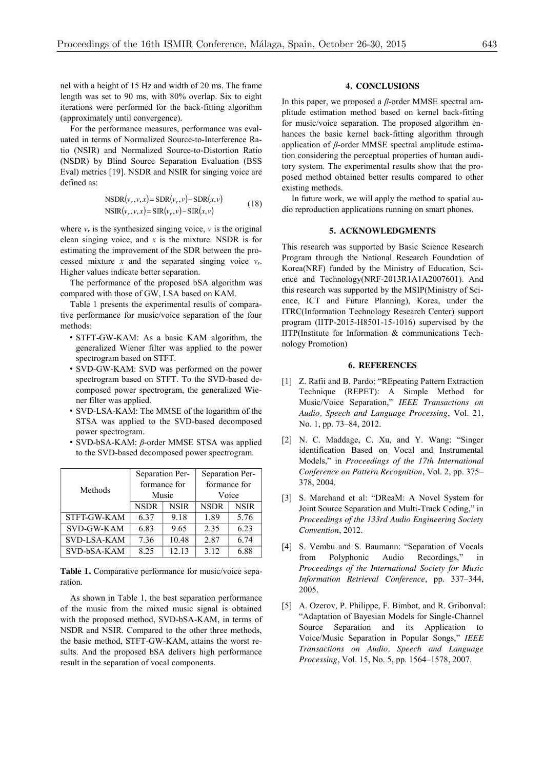nel with a height of 15 Hz and width of 20 ms. The frame length was set to 90 ms, with 80% overlap. Six to eight iterations were performed for the back-fitting algorithm (approximately until convergence).

For the performance measures, performance was evaluated in terms of Normalized Source-to-Interference Ratio (NSIR) and Normalized Source-to-Distortion Ratio (NSDR) by Blind Source Separation Evaluation (BSS Eval) metrics [19]. NSDR and NSIR for singing voice are defined as:

$$\begin{aligned} \mathrm{NSDR}(v_r, v, x) &= \mathrm{SDR}(v_r, v) - \mathrm{SDR}(x, v) \\ \mathrm{NSIR}(v_r, v, x) &= \mathrm{SIR}(v_r, v) - \mathrm{SIR}(x, v) \end{aligned} \tag{18}$$

where $v_r$ is the synthesized singing voice, $v$ is the original clean singing voice, and $x$ is the mixture. NSDR is for estimating the improvement of the SDR between the processed mixture $x$ and the separated singing voice $v_r$. Higher values indicate better separation.

The performance of the proposed bSA algorithm was compared with those of GW, LSA based on KAM.

Table 1 presents the experimental results of comparative performance for music/voice separation of the four methods:

- STFT-GW-KAM: As a basic KAM algorithm, the generalized Wiener filter was applied to the power spectrogram based on STFT.
- SVD-GW-KAM: SVD was performed on the power spectrogram based on STFT. To the SVD-based decomposed power spectrogram, the generalized Wiener filter was applied.
- SVD-LSA-KAM: The MMSE of the logarithm of the STSA was applied to the SVD-based decomposed power spectrogram.
- SVD-bSA-KAM: *β*-order MMSE STSA was applied to the SVD-based decomposed power spectrogram.

| Methods | Separation Performance for Music | | Separation Performance for Voice | |
|---|---|---|---|---|
| | NSDR | NSIR | NSDR | NSIR |
| STFT-GW-KAM | 6.37 | 9.18 | 1.89 | 5.76 |
| SVD-GW-KAM | 6.83 | 9.65 | 2.35 | 6.23 |
| SVD-LSA-KAM | 7.36 | 10.48 | 2.87 | 6.74 |
| SVD-bSA-KAM | 8.25 | 12.13 | 3.12 | 6.88 |

**Table 1.** Comparative performance for music/voice separation.

As shown in Table 1, the best separation performance of the music from the mixed music signal is obtained with the proposed method, SVD-bSA-KAM, in terms of NSDR and NSIR. Compared to the other three methods, the basic method, STFT-GW-KAM, attains the worst results. And the proposed bSA delivers high performance result in the separation of vocal components.

## 4. CONCLUSIONS

In this paper, we proposed a *β*-order MMSE spectral amplitude estimation method based on kernel back-fitting for music/voice separation. The proposed algorithm enhances the basic kernel back-fitting algorithm through application of *β*-order MMSE spectral amplitude estimation considering the perceptual properties of human auditory system. The experimental results show that the proposed method obtained better results compared to other existing methods.

In future work, we will apply the method to spatial audio reproduction applications running on smart phones.

## 5. ACKNOWLEDGMENTS

This research was supported by Basic Science Research Program through the National Research Foundation of Korea(NRF) funded by the Ministry of Education, Science and Technology(NRF-2013R1A1A2007601). And this research was supported by the MSIP(Ministry of Science, ICT and Future Planning), Korea, under the ITRC(Information Technology Research Center) support program (IITP-2015-H8501-15-1016) supervised by the IITP(Institute for Information & communications Technology Promotion)

## 6. REFERENCES

[1] Z. Rafii and B. Pardo: "REpeating Pattern Extraction Technique (REPET): A Simple Method for Music/Voice Separation," *IEEE Transactions on Audio, Speech and Language Processing*, Vol. 21, No. 1, pp. 73–84, 2012.

[2] N. C. Maddage, C. Xu, and Y. Wang: "Singer identification Based on Vocal and Instrumental Models," in *Proceedings of the 17th International Conference on Pattern Recognition*, Vol. 2, pp. 375–378, 2004.

[3] S. Marchand et al: "DReaM: A Novel System for Joint Source Separation and Multi-Track Coding," in *Proceedings of the 133rd Audio Engineering Society Convention*, 2012.

[4] S. Vembu and S. Baumann: "Separation of Vocals from Polyphonic Audio Recordings," in *Proceedings of the International Society for Music Information Retrieval Conference*, pp. 337–344, 2005.

[5] A. Ozerov, P. Philippe, F. Bimbot, and R. Gribonval: "Adaptation of Bayesian Models for Single-Channel Source Separation and its Application to Voice/Music Separation in Popular Songs," *IEEE Transactions on Audio, Speech and Language Processing*, Vol. 15, No. 5, pp. 1564–1578, 2007.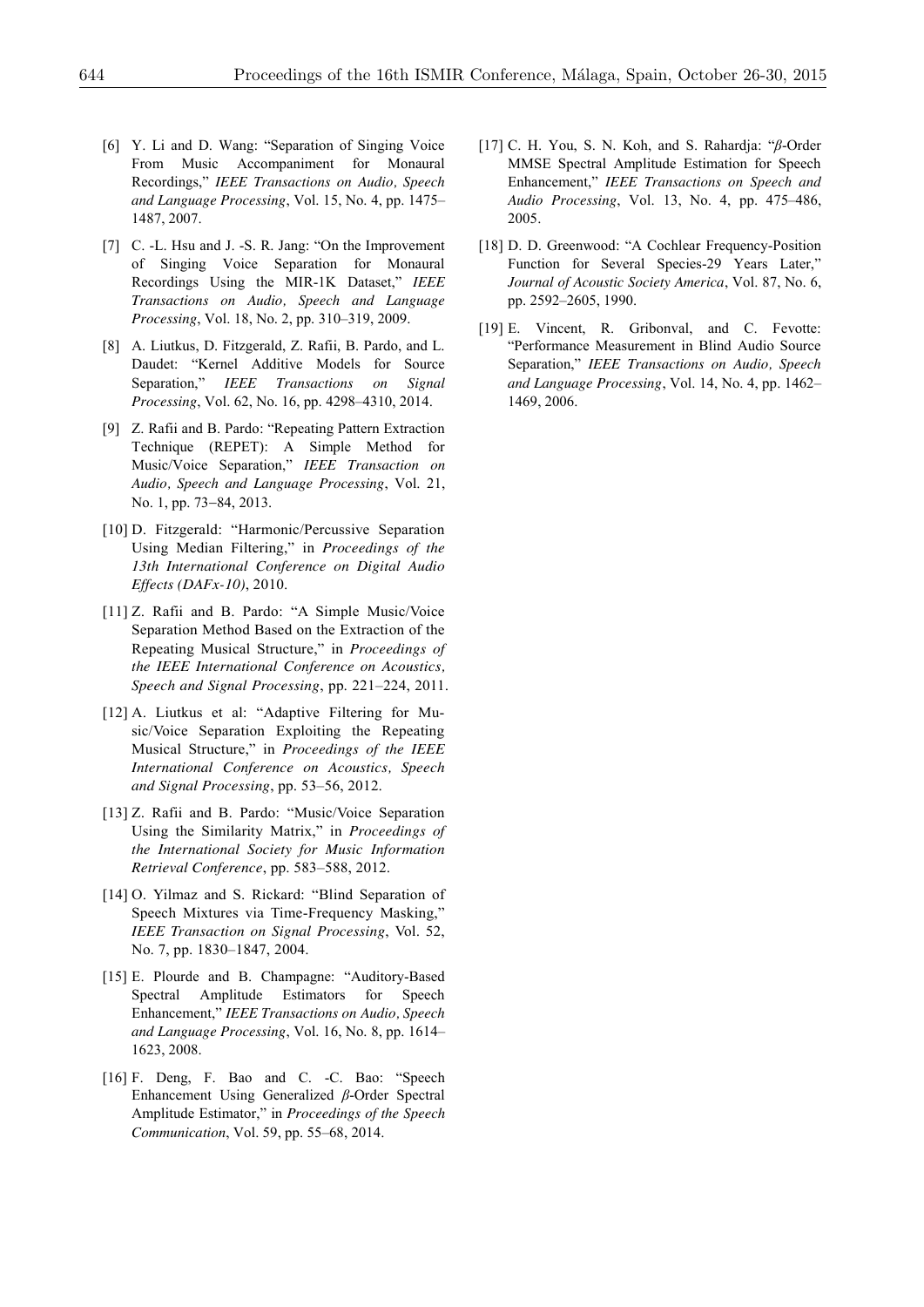[6] Y. Li and D. Wang: "Separation of Singing Voice From Music Accompaniment for Monaural Recordings," *IEEE Transactions on Audio, Speech and Language Processing*, Vol. 15, No. 4, pp. 1475–1487, 2007.

[7] C. -L. Hsu and J. -S. R. Jang: "On the Improvement of Singing Voice Separation for Monaural Recordings Using the MIR-1K Dataset," *IEEE Transactions on Audio, Speech and Language Processing*, Vol. 18, No. 2, pp. 310–319, 2009.

[8] A. Liutkus, D. Fitzgerald, Z. Rafii, B. Pardo, and L. Daudet: "Kernel Additive Models for Source Separation," *IEEE Transactions on Signal Processing*, Vol. 62, No. 16, pp. 4298–4310, 2014.

[9] Z. Rafii and B. Pardo: "Repeating Pattern Extraction Technique (REPET): A Simple Method for Music/Voice Separation," *IEEE Transaction on Audio, Speech and Language Processing*, Vol. 21, No. 1, pp. 73−84, 2013.

[10] D. Fitzgerald: "Harmonic/Percussive Separation Using Median Filtering," in *Proceedings of the 13th International Conference on Digital Audio Effects (DAFx-10)*, 2010.

[11] Z. Rafii and B. Pardo: "A Simple Music/Voice Separation Method Based on the Extraction of the Repeating Musical Structure," in *Proceedings of the IEEE International Conference on Acoustics, Speech and Signal Processing*, pp. 221–224, 2011.

[12] A. Liutkus et al: "Adaptive Filtering for Music/Voice Separation Exploiting the Repeating Musical Structure," in *Proceedings of the IEEE International Conference on Acoustics, Speech and Signal Processing*, pp. 53–56, 2012.

[13] Z. Rafii and B. Pardo: "Music/Voice Separation Using the Similarity Matrix," in *Proceedings of the International Society for Music Information Retrieval Conference*, pp. 583–588, 2012.

[14] O. Yilmaz and S. Rickard: "Blind Separation of Speech Mixtures via Time-Frequency Masking," *IEEE Transaction on Signal Processing*, Vol. 52, No. 7, pp. 1830–1847, 2004.

[15] E. Plourde and B. Champagne: "Auditory-Based Spectral Amplitude Estimators for Speech Enhancement," *IEEE Transactions on Audio, Speech and Language Processing*, Vol. 16, No. 8, pp. 1614–1623, 2008.

[16] F. Deng, F. Bao and C. -C. Bao: "Speech Enhancement Using Generalized $\beta$-Order Spectral Amplitude Estimator," in *Proceedings of the Speech Communication*, Vol. 59, pp. 55–68, 2014.

[17] C. H. You, S. N. Koh, and S. Rahardja: "$\beta$-Order MMSE Spectral Amplitude Estimation for Speech Enhancement," *IEEE Transactions on Speech and Audio Processing*, Vol. 13, No. 4, pp. 475–486, 2005.

[18] D. D. Greenwood: "A Cochlear Frequency-Position Function for Several Species-29 Years Later," *Journal of Acoustic Society America*, Vol. 87, No. 6, pp. 2592–2605, 1990.

[19] E. Vincent, R. Gribonval, and C. Fevotte: "Performance Measurement in Blind Audio Source Separation," *IEEE Transactions on Audio, Speech and Language Processing*, Vol. 14, No. 4, pp. 1462–1469, 2006.